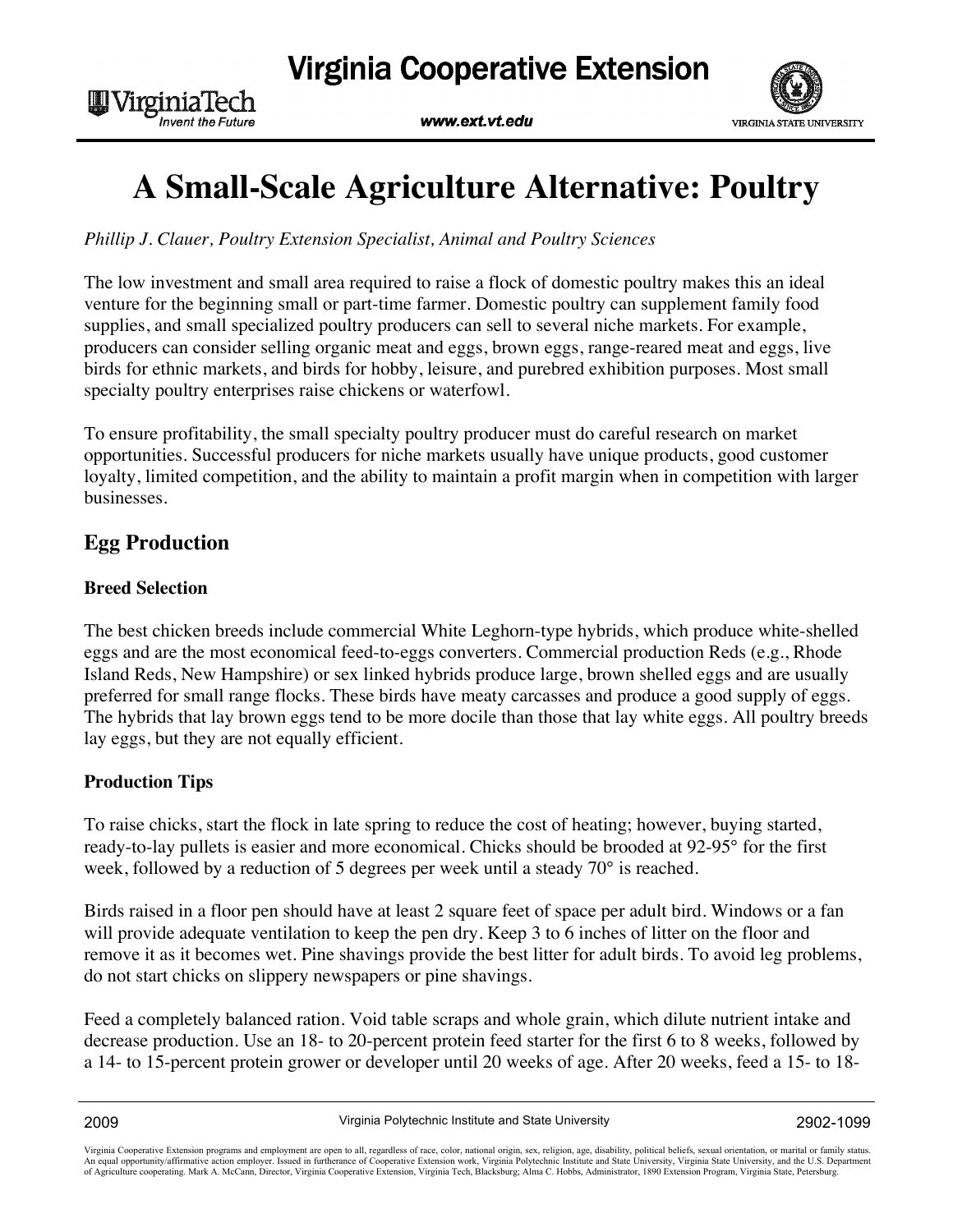# A Small-Scale Agriculture Alternative: Poultry

*Phillip J. Clauer, Poultry Extension Specialist, Animal and Poultry Sciences*

The low investment and small area required to raise a flock of domestic poultry makes this an ideal venture for the beginning small or part-time farmer. Domestic poultry can supplement family food supplies, and small specialized poultry producers can sell to several niche markets. For example, producers can consider selling organic meat and eggs, brown eggs, range-reared meat and eggs, live birds for ethnic markets, and birds for hobby, leisure, and purebred exhibition purposes. Most small specialty poultry enterprises raise chickens or waterfowl.

To ensure profitability, the small specialty poultry producer must do careful research on market opportunities. Successful producers for niche markets usually have unique products, good customer loyalty, limited competition, and the ability to maintain a profit margin when in competition with larger businesses.

## Egg Production

### Breed Selection

The best chicken breeds include commercial White Leghorn-type hybrids, which produce white-shelled eggs and are the most economical feed-to-eggs converters. Commercial production Reds (e.g., Rhode Island Reds, New Hampshire) or sex linked hybrids produce large, brown shelled eggs and are usually preferred for small range flocks. These birds have meaty carcasses and produce a good supply of eggs. The hybrids that lay brown eggs tend to be more docile than those that lay white eggs. All poultry breeds lay eggs, but they are not equally efficient.

### Production Tips

To raise chicks, start the flock in late spring to reduce the cost of heating; however, buying started, ready-to-lay pullets is easier and more economical. Chicks should be brooded at 92-95° for the first week, followed by a reduction of 5 degrees per week until a steady 70° is reached.

Birds raised in a floor pen should have at least 2 square feet of space per adult bird. Windows or a fan will provide adequate ventilation to keep the pen dry. Keep 3 to 6 inches of litter on the floor and remove it as it becomes wet. Pine shavings provide the best litter for adult birds. To avoid leg problems, do not start chicks on slippery newspapers or pine shavings.

Feed a completely balanced ration. Void table scraps and whole grain, which dilute nutrient intake and decrease production. Use an 18- to 20-percent protein feed starter for the first 6 to 8 weeks, followed by a 14- to 15-percent protein grower or developer until 20 weeks of age. After 20 weeks, feed a 15- to 18-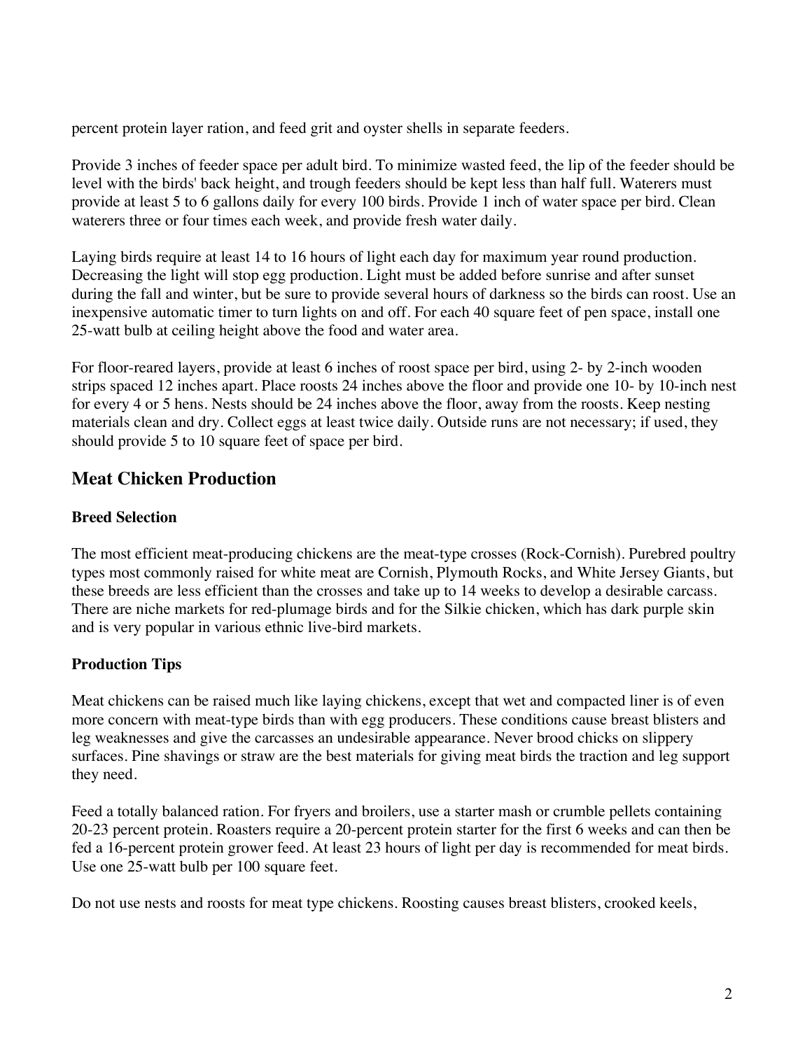percent protein layer ration, and feed grit and oyster shells in separate feeders.

Provide 3 inches of feeder space per adult bird. To minimize wasted feed, the lip of the feeder should be level with the birds' back height, and trough feeders should be kept less than half full. Waterers must provide at least 5 to 6 gallons daily for every 100 birds. Provide 1 inch of water space per bird. Clean waterers three or four times each week, and provide fresh water daily.

Laying birds require at least 14 to 16 hours of light each day for maximum year round production. Decreasing the light will stop egg production. Light must be added before sunrise and after sunset during the fall and winter, but be sure to provide several hours of darkness so the birds can roost. Use an inexpensive automatic timer to turn lights on and off. For each 40 square feet of pen space, install one 25-watt bulb at ceiling height above the food and water area.

For floor-reared layers, provide at least 6 inches of roost space per bird, using 2- by 2-inch wooden strips spaced 12 inches apart. Place roosts 24 inches above the floor and provide one 10- by 10-inch nest for every 4 or 5 hens. Nests should be 24 inches above the floor, away from the roosts. Keep nesting materials clean and dry. Collect eggs at least twice daily. Outside runs are not necessary; if used, they should provide 5 to 10 square feet of space per bird.

## Meat Chicken Production

### Breed Selection

The most efficient meat-producing chickens are the meat-type crosses (Rock-Cornish). Purebred poultry types most commonly raised for white meat are Cornish, Plymouth Rocks, and White Jersey Giants, but these breeds are less efficient than the crosses and take up to 14 weeks to develop a desirable carcass. There are niche markets for red-plumage birds and for the Silkie chicken, which has dark purple skin and is very popular in various ethnic live-bird markets.

### Production Tips

Meat chickens can be raised much like laying chickens, except that wet and compacted liner is of even more concern with meat-type birds than with egg producers. These conditions cause breast blisters and leg weaknesses and give the carcasses an undesirable appearance. Never brood chicks on slippery surfaces. Pine shavings or straw are the best materials for giving meat birds the traction and leg support they need.

Feed a totally balanced ration. For fryers and broilers, use a starter mash or crumble pellets containing 20-23 percent protein. Roasters require a 20-percent protein starter for the first 6 weeks and can then be fed a 16-percent protein grower feed. At least 23 hours of light per day is recommended for meat birds. Use one 25-watt bulb per 100 square feet.

Do not use nests and roosts for meat type chickens. Roosting causes breast blisters, crooked keels,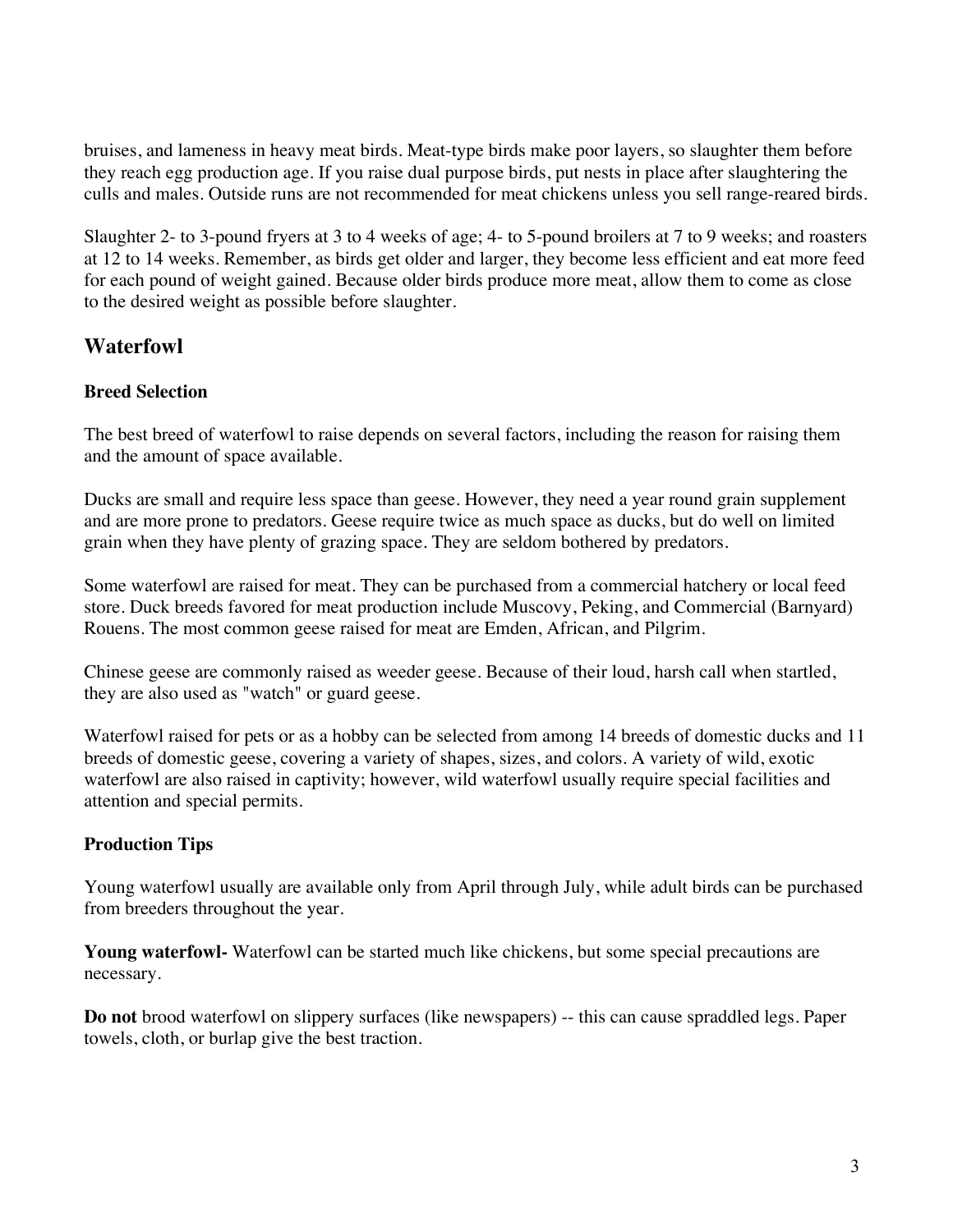bruises, and lameness in heavy meat birds. Meat-type birds make poor layers, so slaughter them before they reach egg production age. If you raise dual purpose birds, put nests in place after slaughtering the culls and males. Outside runs are not recommended for meat chickens unless you sell range-reared birds.

Slaughter 2- to 3-pound fryers at 3 to 4 weeks of age; 4- to 5-pound broilers at 7 to 9 weeks; and roasters at 12 to 14 weeks. Remember, as birds get older and larger, they become less efficient and eat more feed for each pound of weight gained. Because older birds produce more meat, allow them to come as close to the desired weight as possible before slaughter.

## Waterfowl

### Breed Selection

The best breed of waterfowl to raise depends on several factors, including the reason for raising them and the amount of space available.

Ducks are small and require less space than geese. However, they need a year round grain supplement and are more prone to predators. Geese require twice as much space as ducks, but do well on limited grain when they have plenty of grazing space. They are seldom bothered by predators.

Some waterfowl are raised for meat. They can be purchased from a commercial hatchery or local feed store. Duck breeds favored for meat production include Muscovy, Peking, and Commercial (Barnyard) Rouens. The most common geese raised for meat are Emden, African, and Pilgrim.

Chinese geese are commonly raised as weeder geese. Because of their loud, harsh call when startled, they are also used as "watch" or guard geese.

Waterfowl raised for pets or as a hobby can be selected from among 14 breeds of domestic ducks and 11 breeds of domestic geese, covering a variety of shapes, sizes, and colors. A variety of wild, exotic waterfowl are also raised in captivity; however, wild waterfowl usually require special facilities and attention and special permits.

### Production Tips

Young waterfowl usually are available only from April through July, while adult birds can be purchased from breeders throughout the year.

**Young waterfowl-** Waterfowl can be started much like chickens, but some special precautions are necessary.

**Do not** brood waterfowl on slippery surfaces (like newspapers) -- this can cause spraddled legs. Paper towels, cloth, or burlap give the best traction.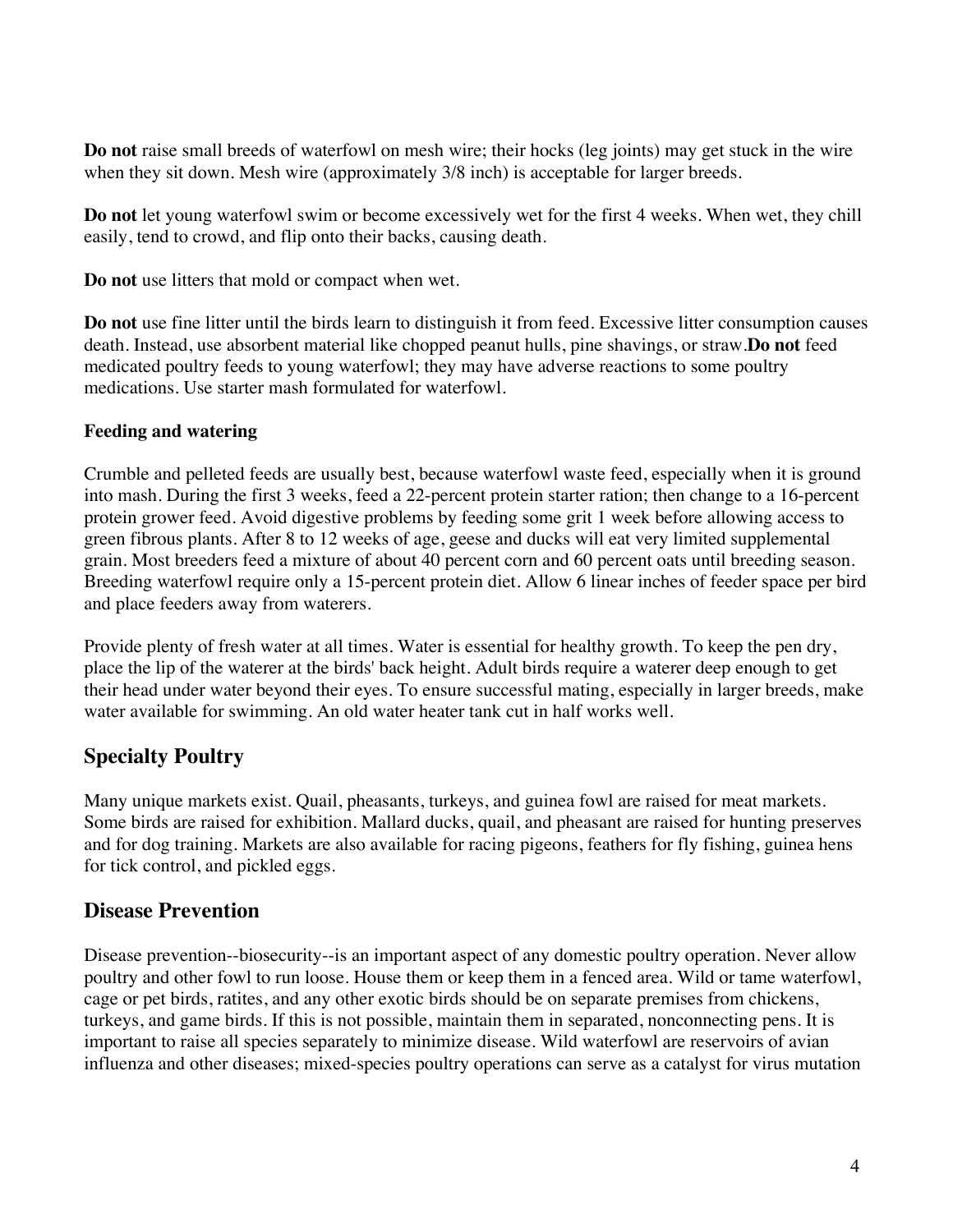**Do not** raise small breeds of waterfowl on mesh wire; their hocks (leg joints) may get stuck in the wire when they sit down. Mesh wire (approximately 3/8 inch) is acceptable for larger breeds.

**Do not** let young waterfowl swim or become excessively wet for the first 4 weeks. When wet, they chill easily, tend to crowd, and flip onto their backs, causing death.

**Do not** use litters that mold or compact when wet.

**Do not** use fine litter until the birds learn to distinguish it from feed. Excessive litter consumption causes death. Instead, use absorbent material like chopped peanut hulls, pine shavings, or straw.**Do not** feed medicated poultry feeds to young waterfowl; they may have adverse reactions to some poultry medications. Use starter mash formulated for waterfowl.

#### Feeding and watering

Crumble and pelleted feeds are usually best, because waterfowl waste feed, especially when it is ground into mash. During the first 3 weeks, feed a 22-percent protein starter ration; then change to a 16-percent protein grower feed. Avoid digestive problems by feeding some grit 1 week before allowing access to green fibrous plants. After 8 to 12 weeks of age, geese and ducks will eat very limited supplemental grain. Most breeders feed a mixture of about 40 percent corn and 60 percent oats until breeding season. Breeding waterfowl require only a 15-percent protein diet. Allow 6 linear inches of feeder space per bird and place feeders away from waterers.

Provide plenty of fresh water at all times. Water is essential for healthy growth. To keep the pen dry, place the lip of the waterer at the birds' back height. Adult birds require a waterer deep enough to get their head under water beyond their eyes. To ensure successful mating, especially in larger breeds, make water available for swimming. An old water heater tank cut in half works well.

## Specialty Poultry

Many unique markets exist. Quail, pheasants, turkeys, and guinea fowl are raised for meat markets. Some birds are raised for exhibition. Mallard ducks, quail, and pheasant are raised for hunting preserves and for dog training. Markets are also available for racing pigeons, feathers for fly fishing, guinea hens for tick control, and pickled eggs.

## Disease Prevention

Disease prevention--biosecurity--is an important aspect of any domestic poultry operation. Never allow poultry and other fowl to run loose. House them or keep them in a fenced area. Wild or tame waterfowl, cage or pet birds, ratites, and any other exotic birds should be on separate premises from chickens, turkeys, and game birds. If this is not possible, maintain them in separated, nonconnecting pens. It is important to raise all species separately to minimize disease. Wild waterfowl are reservoirs of avian influenza and other diseases; mixed-species poultry operations can serve as a catalyst for virus mutation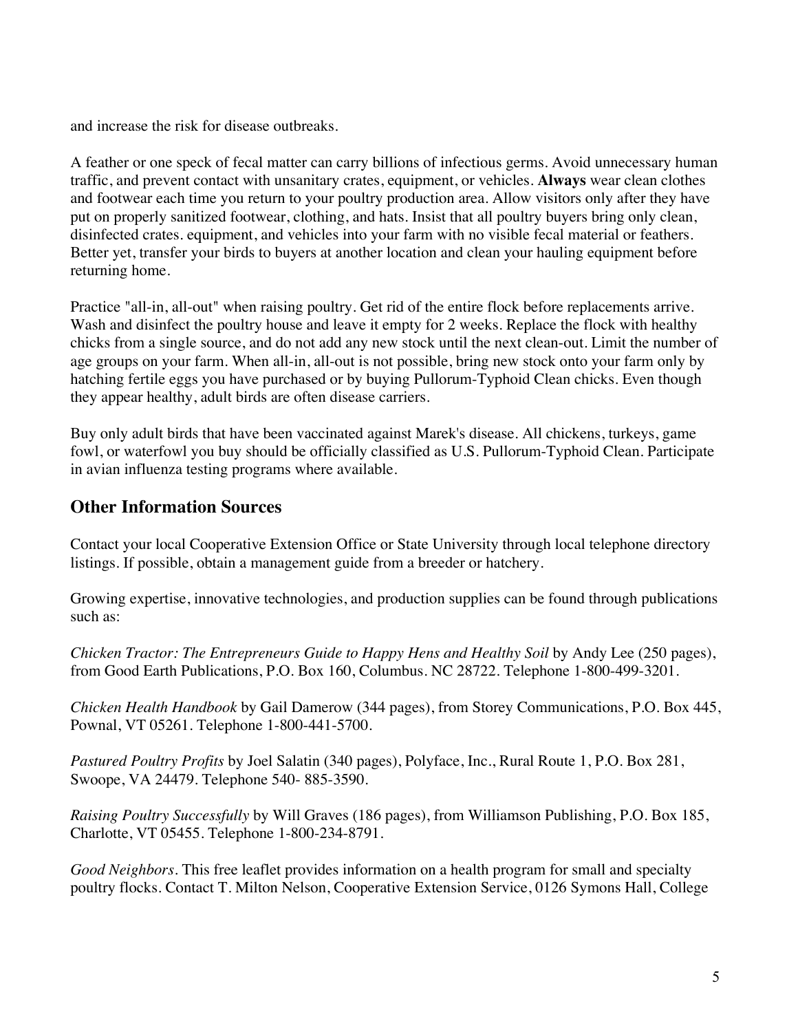and increase the risk for disease outbreaks.

A feather or one speck of fecal matter can carry billions of infectious germs. Avoid unnecessary human traffic, and prevent contact with unsanitary crates, equipment, or vehicles. **Always** wear clean clothes and footwear each time you return to your poultry production area. Allow visitors only after they have put on properly sanitized footwear, clothing, and hats. Insist that all poultry buyers bring only clean, disinfected crates. equipment, and vehicles into your farm with no visible fecal material or feathers. Better yet, transfer your birds to buyers at another location and clean your hauling equipment before returning home.

Practice "all-in, all-out" when raising poultry. Get rid of the entire flock before replacements arrive. Wash and disinfect the poultry house and leave it empty for 2 weeks. Replace the flock with healthy chicks from a single source, and do not add any new stock until the next clean-out. Limit the number of age groups on your farm. When all-in, all-out is not possible, bring new stock onto your farm only by hatching fertile eggs you have purchased or by buying Pullorum-Typhoid Clean chicks. Even though they appear healthy, adult birds are often disease carriers.

Buy only adult birds that have been vaccinated against Marek's disease. All chickens, turkeys, game fowl, or waterfowl you buy should be officially classified as U.S. Pullorum-Typhoid Clean. Participate in avian influenza testing programs where available.

## Other Information Sources

Contact your local Cooperative Extension Office or State University through local telephone directory listings. If possible, obtain a management guide from a breeder or hatchery.

Growing expertise, innovative technologies, and production supplies can be found through publications such as:

*Chicken Tractor: The Entrepreneurs Guide to Happy Hens and Healthy Soil* by Andy Lee (250 pages), from Good Earth Publications, P.O. Box 160, Columbus. NC 28722. Telephone 1-800-499-3201.

*Chicken Health Handbook* by Gail Damerow (344 pages), from Storey Communications, P.O. Box 445, Pownal, VT 05261. Telephone 1-800-441-5700.

*Pastured Poultry Profits* by Joel Salatin (340 pages), Polyface, Inc., Rural Route 1, P.O. Box 281, Swoope, VA 24479. Telephone 540- 885-3590.

*Raising Poultry Successfully* by Will Graves (186 pages), from Williamson Publishing, P.O. Box 185, Charlotte, VT 05455. Telephone 1-800-234-8791.

*Good Neighbors*. This free leaflet provides information on a health program for small and specialty poultry flocks. Contact T. Milton Nelson, Cooperative Extension Service, 0126 Symons Hall, College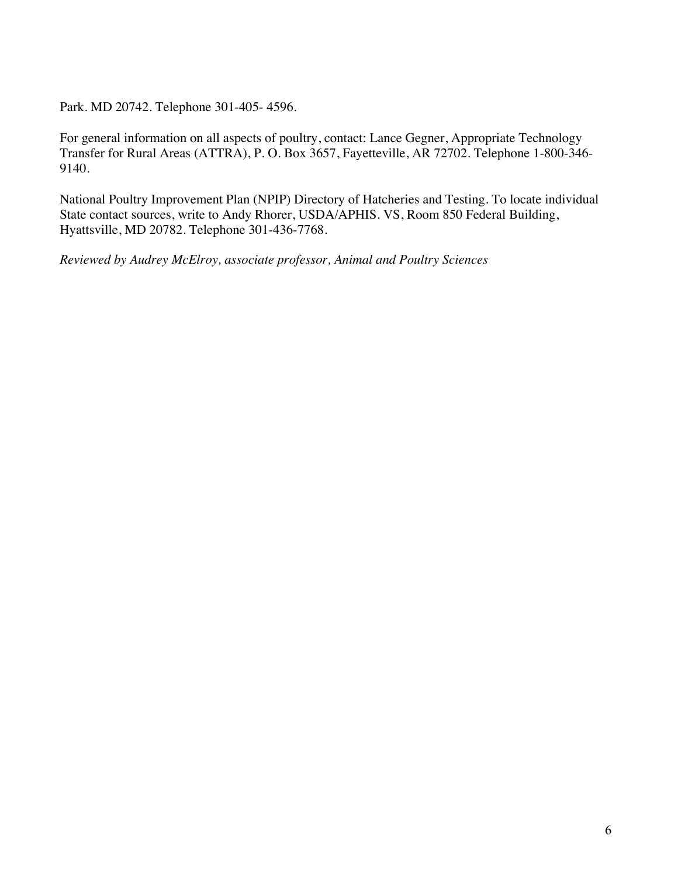Park. MD 20742. Telephone 301-405- 4596.

For general information on all aspects of poultry, contact: Lance Gegner, Appropriate Technology Transfer for Rural Areas (ATTRA), P. O. Box 3657, Fayetteville, AR 72702. Telephone 1-800-346-9140.

National Poultry Improvement Plan (NPIP) Directory of Hatcheries and Testing. To locate individual State contact sources, write to Andy Rhorer, USDA/APHIS. VS, Room 850 Federal Building, Hyattsville, MD 20782. Telephone 301-436-7768.

*Reviewed by Audrey McElroy, associate professor, Animal and Poultry Sciences*